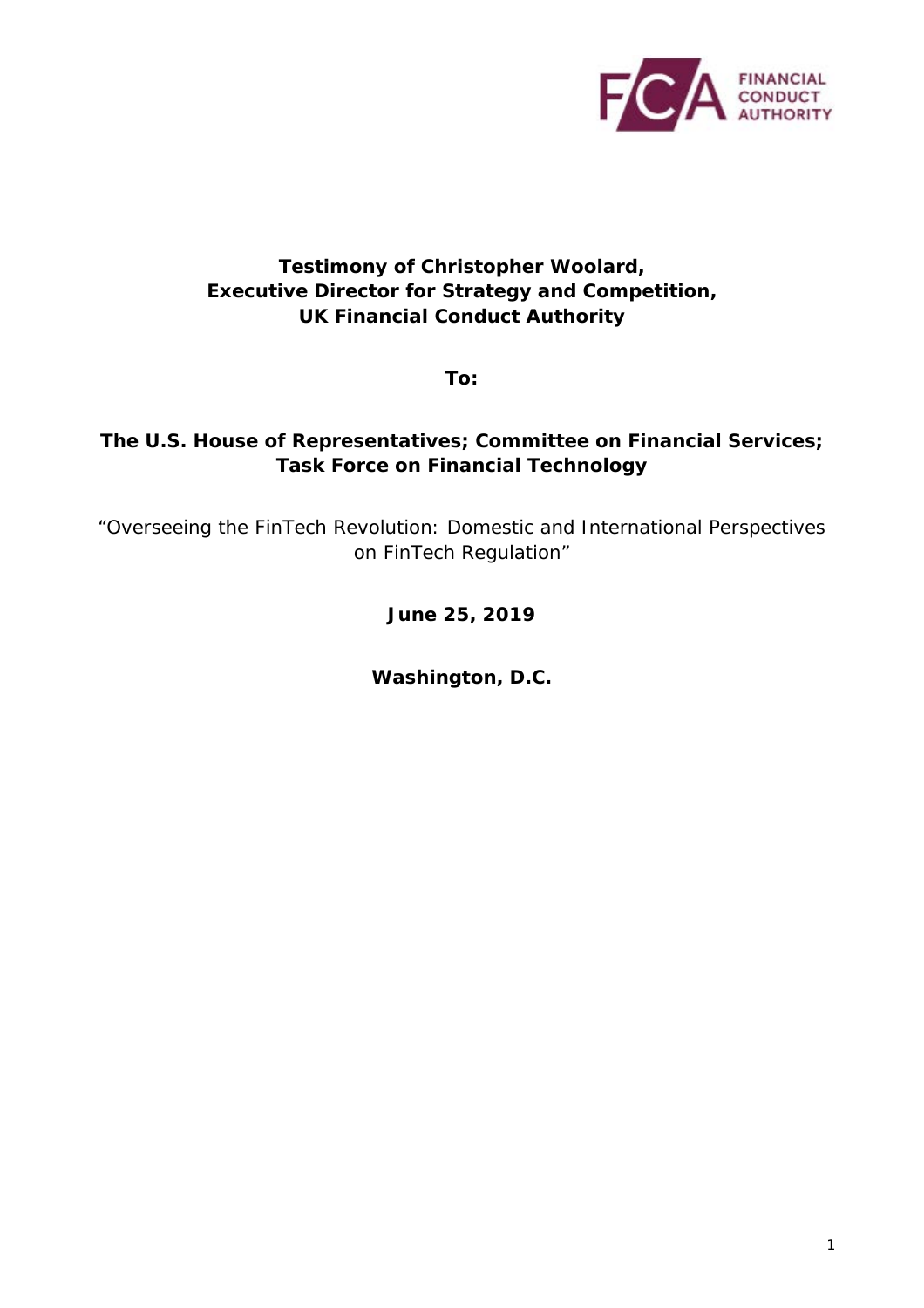FINANCIAL CONDUCT AUTHORITY

**Testimony of Christopher Woolard,**
**Executive Director for Strategy and Competition,**
**UK Financial Conduct Authority**

**To:**

**The U.S. House of Representatives; Committee on Financial Services; Task Force on Financial Technology**

"Overseeing the FinTech Revolution: Domestic and International Perspectives on FinTech Regulation"

**June 25, 2019**

**Washington, D.C.**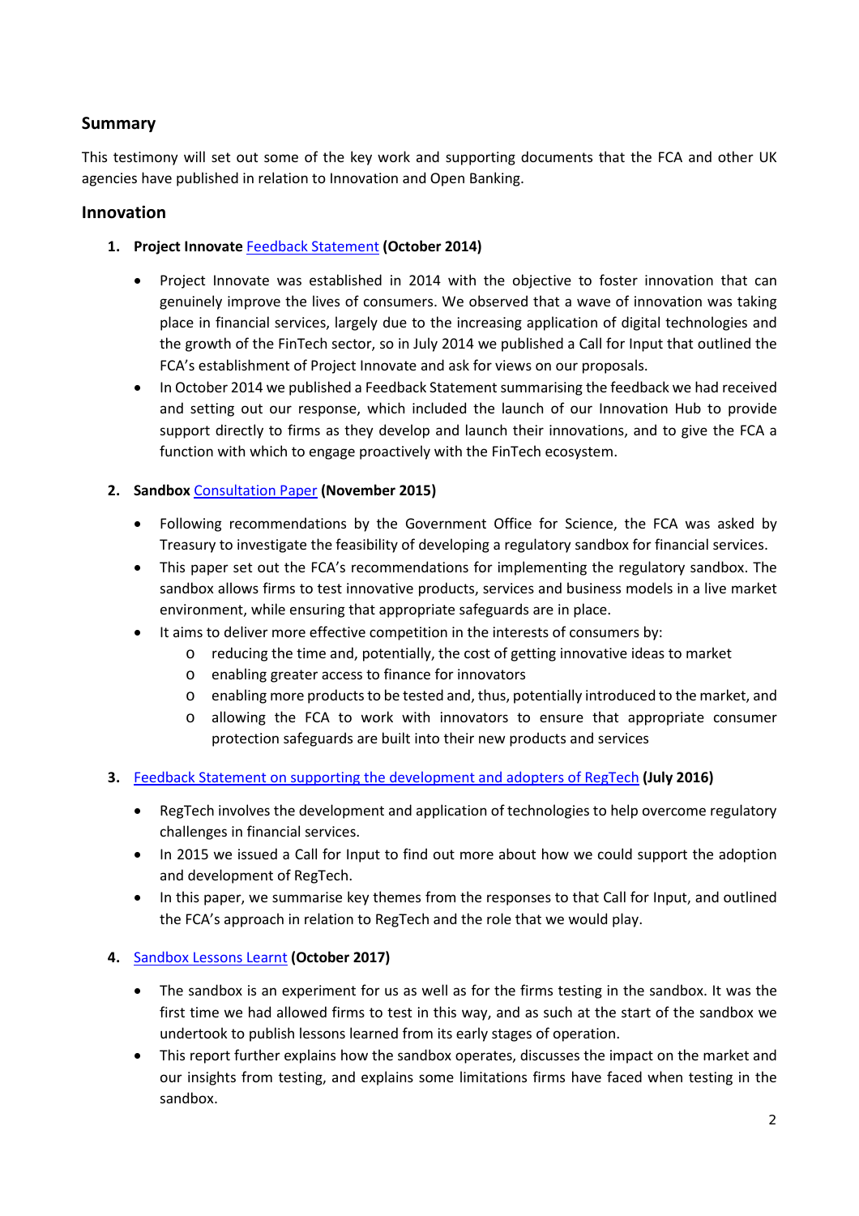## Summary

This testimony will set out some of the key work and supporting documents that the FCA and other UK agencies have published in relation to Innovation and Open Banking.

## Innovation

1. **Project Innovate** Feedback Statement **(October 2014)**

    - Project Innovate was established in 2014 with the objective to foster innovation that can genuinely improve the lives of consumers. We observed that a wave of innovation was taking place in financial services, largely due to the increasing application of digital technologies and the growth of the FinTech sector, so in July 2014 we published a Call for Input that outlined the FCA's establishment of Project Innovate and ask for views on our proposals.
    - In October 2014 we published a Feedback Statement summarising the feedback we had received and setting out our response, which included the launch of our Innovation Hub to provide support directly to firms as they develop and launch their innovations, and to give the FCA a function with which to engage proactively with the FinTech ecosystem.

2. **Sandbox** Consultation Paper **(November 2015)**

    - Following recommendations by the Government Office for Science, the FCA was asked by Treasury to investigate the feasibility of developing a regulatory sandbox for financial services.
    - This paper set out the FCA's recommendations for implementing the regulatory sandbox. The sandbox allows firms to test innovative products, services and business models in a live market environment, while ensuring that appropriate safeguards are in place.
    - It aims to deliver more effective competition in the interests of consumers by:
        - reducing the time and, potentially, the cost of getting innovative ideas to market
        - enabling greater access to finance for innovators
        - enabling more products to be tested and, thus, potentially introduced to the market, and
        - allowing the FCA to work with innovators to ensure that appropriate consumer protection safeguards are built into their new products and services

3. Feedback Statement on supporting the development and adopters of RegTech **(July 2016)**

    - RegTech involves the development and application of technologies to help overcome regulatory challenges in financial services.
    - In 2015 we issued a Call for Input to find out more about how we could support the adoption and development of RegTech.
    - In this paper, we summarise key themes from the responses to that Call for Input, and outlined the FCA's approach in relation to RegTech and the role that we would play.

4. Sandbox Lessons Learnt **(October 2017)**

    - The sandbox is an experiment for us as well as for the firms testing in the sandbox. It was the first time we had allowed firms to test in this way, and as such at the start of the sandbox we undertook to publish lessons learned from its early stages of operation.
    - This report further explains how the sandbox operates, discusses the impact on the market and our insights from testing, and explains some limitations firms have faced when testing in the sandbox.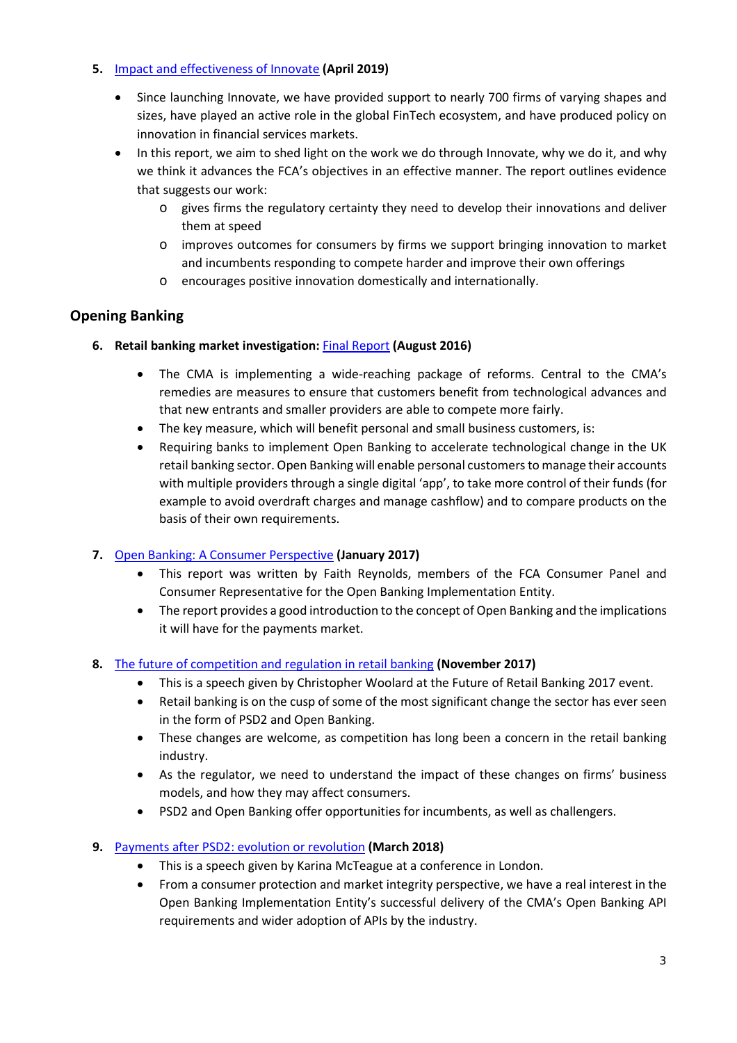5. [Impact and effectiveness of Innovate]() **(April 2019)**

    - Since launching Innovate, we have provided support to nearly 700 firms of varying shapes and sizes, have played an active role in the global FinTech ecosystem, and have produced policy on innovation in financial services markets.
    - In this report, we aim to shed light on the work we do through Innovate, why we do it, and why we think it advances the FCA's objectives in an effective manner. The report outlines evidence that suggests our work:
        - gives firms the regulatory certainty they need to develop their innovations and deliver them at speed
        - improves outcomes for consumers by firms we support bringing innovation to market and incumbents responding to compete harder and improve their own offerings
        - encourages positive innovation domestically and internationally.

## Opening Banking

6. **Retail banking market investigation:** [Final Report]() **(August 2016)**

    - The CMA is implementing a wide-reaching package of reforms. Central to the CMA's remedies are measures to ensure that customers benefit from technological advances and that new entrants and smaller providers are able to compete more fairly.
    - The key measure, which will benefit personal and small business customers, is:
    - Requiring banks to implement Open Banking to accelerate technological change in the UK retail banking sector. Open Banking will enable personal customers to manage their accounts with multiple providers through a single digital 'app', to take more control of their funds (for example to avoid overdraft charges and manage cashflow) and to compare products on the basis of their own requirements.

7. [Open Banking: A Consumer Perspective]() **(January 2017)**
    - This report was written by Faith Reynolds, members of the FCA Consumer Panel and Consumer Representative for the Open Banking Implementation Entity.
    - The report provides a good introduction to the concept of Open Banking and the implications it will have for the payments market.

8. [The future of competition and regulation in retail banking]() **(November 2017)**
    - This is a speech given by Christopher Woolard at the Future of Retail Banking 2017 event.
    - Retail banking is on the cusp of some of the most significant change the sector has ever seen in the form of PSD2 and Open Banking.
    - These changes are welcome, as competition has long been a concern in the retail banking industry.
    - As the regulator, we need to understand the impact of these changes on firms' business models, and how they may affect consumers.
    - PSD2 and Open Banking offer opportunities for incumbents, as well as challengers.

9. [Payments after PSD2: evolution or revolution]() **(March 2018)**
    - This is a speech given by Karina McTeague at a conference in London.
    - From a consumer protection and market integrity perspective, we have a real interest in the Open Banking Implementation Entity's successful delivery of the CMA's Open Banking API requirements and wider adoption of APIs by the industry.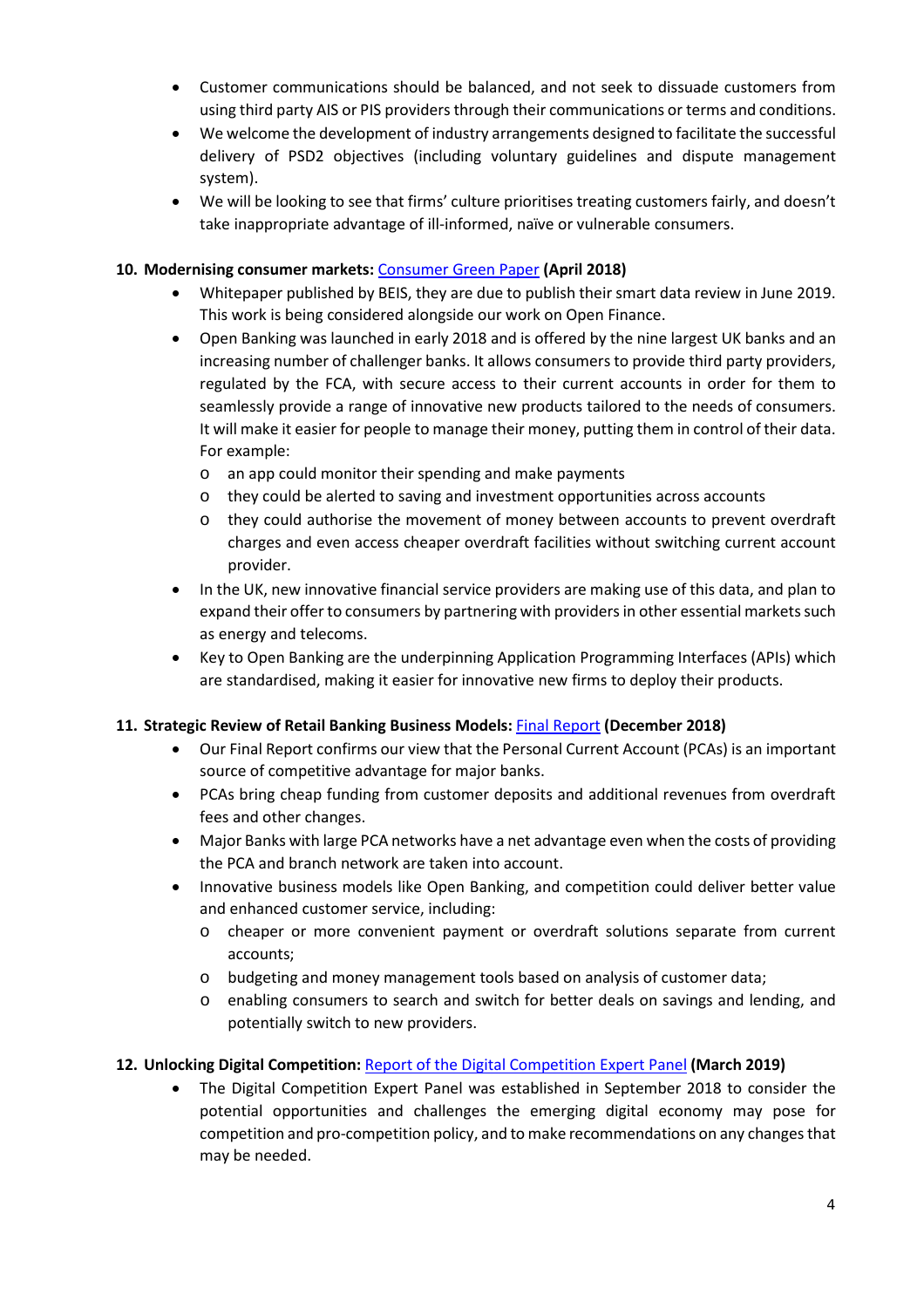- Customer communications should be balanced, and not seek to dissuade customers from using third party AIS or PIS providers through their communications or terms and conditions.
- We welcome the development of industry arrangements designed to facilitate the successful delivery of PSD2 objectives (including voluntary guidelines and dispute management system).
- We will be looking to see that firms' culture prioritises treating customers fairly, and doesn't take inappropriate advantage of ill-informed, naïve or vulnerable consumers.

**10. Modernising consumer markets:** Consumer Green Paper **(April 2018)**

- Whitepaper published by BEIS, they are due to publish their smart data review in June 2019. This work is being considered alongside our work on Open Finance.
- Open Banking was launched in early 2018 and is offered by the nine largest UK banks and an increasing number of challenger banks. It allows consumers to provide third party providers, regulated by the FCA, with secure access to their current accounts in order for them to seamlessly provide a range of innovative new products tailored to the needs of consumers. It will make it easier for people to manage their money, putting them in control of their data. For example:
  - an app could monitor their spending and make payments
  - they could be alerted to saving and investment opportunities across accounts
  - they could authorise the movement of money between accounts to prevent overdraft charges and even access cheaper overdraft facilities without switching current account provider.
- In the UK, new innovative financial service providers are making use of this data, and plan to expand their offer to consumers by partnering with providers in other essential markets such as energy and telecoms.
- Key to Open Banking are the underpinning Application Programming Interfaces (APIs) which are standardised, making it easier for innovative new firms to deploy their products.

**11. Strategic Review of Retail Banking Business Models:** Final Report **(December 2018)**

- Our Final Report confirms our view that the Personal Current Account (PCAs) is an important source of competitive advantage for major banks.
- PCAs bring cheap funding from customer deposits and additional revenues from overdraft fees and other changes.
- Major Banks with large PCA networks have a net advantage even when the costs of providing the PCA and branch network are taken into account.
- Innovative business models like Open Banking, and competition could deliver better value and enhanced customer service, including:
  - cheaper or more convenient payment or overdraft solutions separate from current accounts;
  - budgeting and money management tools based on analysis of customer data;
  - enabling consumers to search and switch for better deals on savings and lending, and potentially switch to new providers.

**12. Unlocking Digital Competition:** Report of the Digital Competition Expert Panel **(March 2019)**

- The Digital Competition Expert Panel was established in September 2018 to consider the potential opportunities and challenges the emerging digital economy may pose for competition and pro-competition policy, and to make recommendations on any changes that may be needed.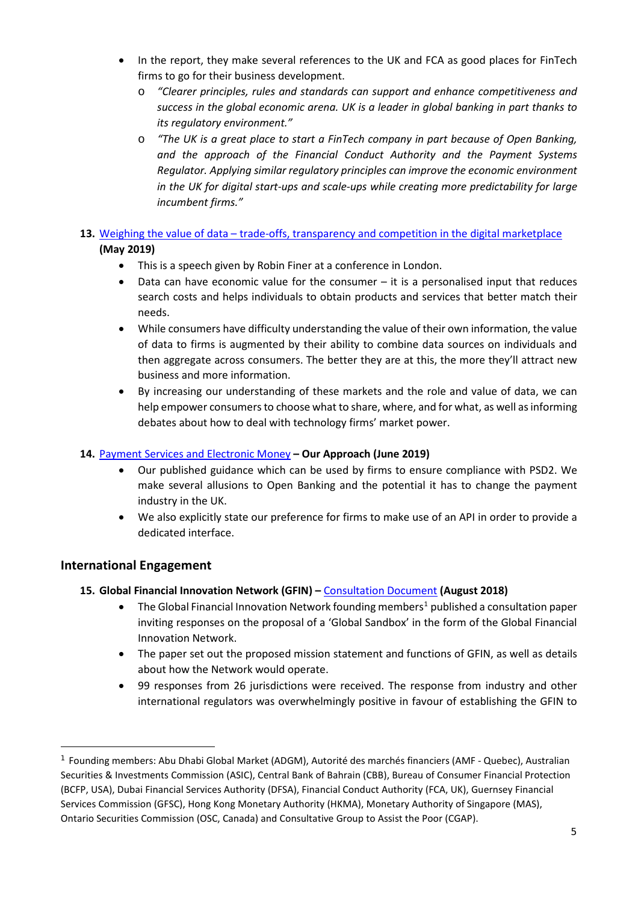- In the report, they make several references to the UK and FCA as good places for FinTech firms to go for their business development.
    - *"Clearer principles, rules and standards can support and enhance competitiveness and success in the global economic arena. UK is a leader in global banking in part thanks to its regulatory environment."*
    - *"The UK is a great place to start a FinTech company in part because of Open Banking, and the approach of the Financial Conduct Authority and the Payment Systems Regulator. Applying similar regulatory principles can improve the economic environment in the UK for digital start-ups and scale-ups while creating more predictability for large incumbent firms."*

13. Weighing the value of data – trade-offs, transparency and competition in the digital marketplace **(May 2019)**
    - This is a speech given by Robin Finer at a conference in London.
    - Data can have economic value for the consumer – it is a personalised input that reduces search costs and helps individuals to obtain products and services that better match their needs.
    - While consumers have difficulty understanding the value of their own information, the value of data to firms is augmented by their ability to combine data sources on individuals and then aggregate across consumers. The better they are at this, the more they'll attract new business and more information.
    - By increasing our understanding of these markets and the role and value of data, we can help empower consumers to choose what to share, where, and for what, as well as informing debates about how to deal with technology firms' market power.

14. Payment Services and Electronic Money **– Our Approach (June 2019)**
    - Our published guidance which can be used by firms to ensure compliance with PSD2. We make several allusions to Open Banking and the potential it has to change the payment industry in the UK.
    - We also explicitly state our preference for firms to make use of an API in order to provide a dedicated interface.

## International Engagement

15. **Global Financial Innovation Network (GFIN) –** Consultation Document **(August 2018)**
    - The Global Financial Innovation Network founding members[1] published a consultation paper inviting responses on the proposal of a 'Global Sandbox' in the form of the Global Financial Innovation Network.
    - The paper set out the proposed mission statement and functions of GFIN, as well as details about how the Network would operate.
    - 99 responses from 26 jurisdictions were received. The response from industry and other international regulators was overwhelmingly positive in favour of establishing the GFIN to

[1] Founding members: Abu Dhabi Global Market (ADGM), Autorité des marchés financiers (AMF - Quebec), Australian Securities & Investments Commission (ASIC), Central Bank of Bahrain (CBB), Bureau of Consumer Financial Protection (BCFP, USA), Dubai Financial Services Authority (DFSA), Financial Conduct Authority (FCA, UK), Guernsey Financial Services Commission (GFSC), Hong Kong Monetary Authority (HKMA), Monetary Authority of Singapore (MAS), Ontario Securities Commission (OSC, Canada) and Consultative Group to Assist the Poor (CGAP).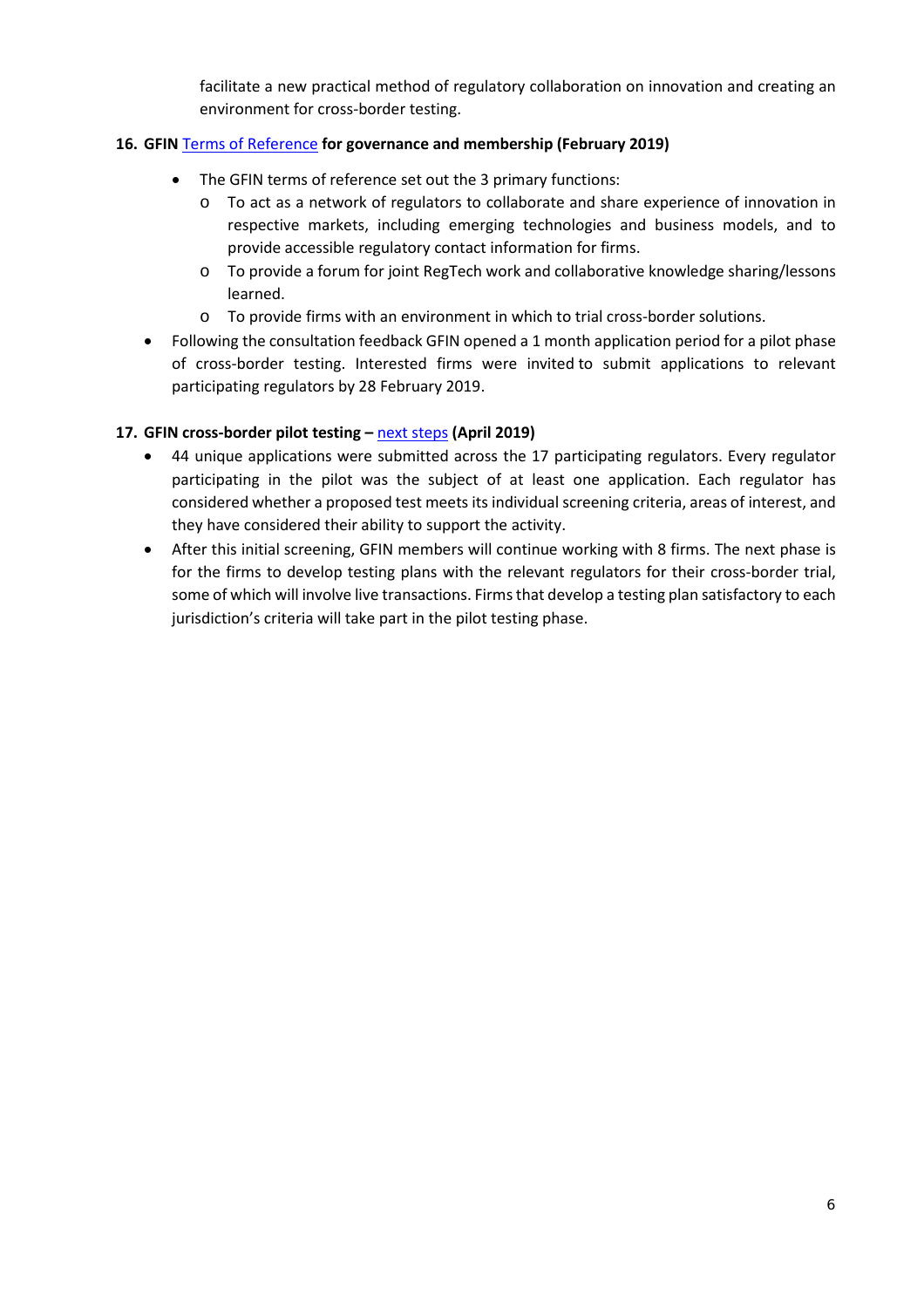facilitate a new practical method of regulatory collaboration on innovation and creating an environment for cross-border testing.

**16. GFIN** Terms of Reference **for governance and membership (February 2019)**

- The GFIN terms of reference set out the 3 primary functions:
  - To act as a network of regulators to collaborate and share experience of innovation in respective markets, including emerging technologies and business models, and to provide accessible regulatory contact information for firms.
  - To provide a forum for joint RegTech work and collaborative knowledge sharing/lessons learned.
  - To provide firms with an environment in which to trial cross-border solutions.
- Following the consultation feedback GFIN opened a 1 month application period for a pilot phase of cross-border testing. Interested firms were invited to submit applications to relevant participating regulators by 28 February 2019.

**17. GFIN cross-border pilot testing –** next steps **(April 2019)**

- 44 unique applications were submitted across the 17 participating regulators. Every regulator participating in the pilot was the subject of at least one application. Each regulator has considered whether a proposed test meets its individual screening criteria, areas of interest, and they have considered their ability to support the activity.
- After this initial screening, GFIN members will continue working with 8 firms. The next phase is for the firms to develop testing plans with the relevant regulators for their cross-border trial, some of which will involve live transactions. Firms that develop a testing plan satisfactory to each jurisdiction's criteria will take part in the pilot testing phase.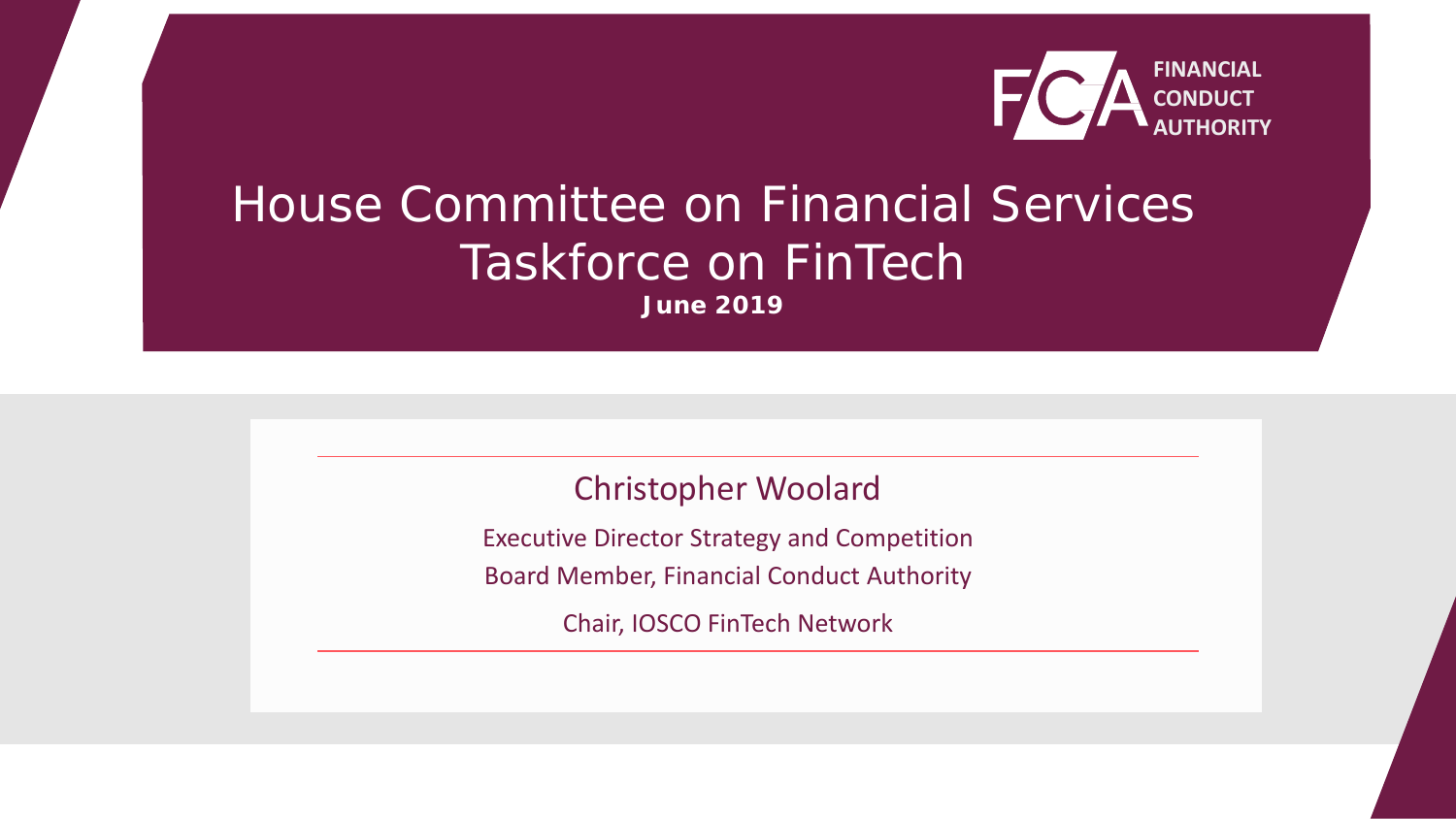FINANCIAL CONDUCT AUTHORITY

# House Committee on Financial Services Taskforce on FinTech

**June 2019**

## Christopher Woolard

Executive Director Strategy and Competition

Board Member, Financial Conduct Authority

Chair, IOSCO FinTech Network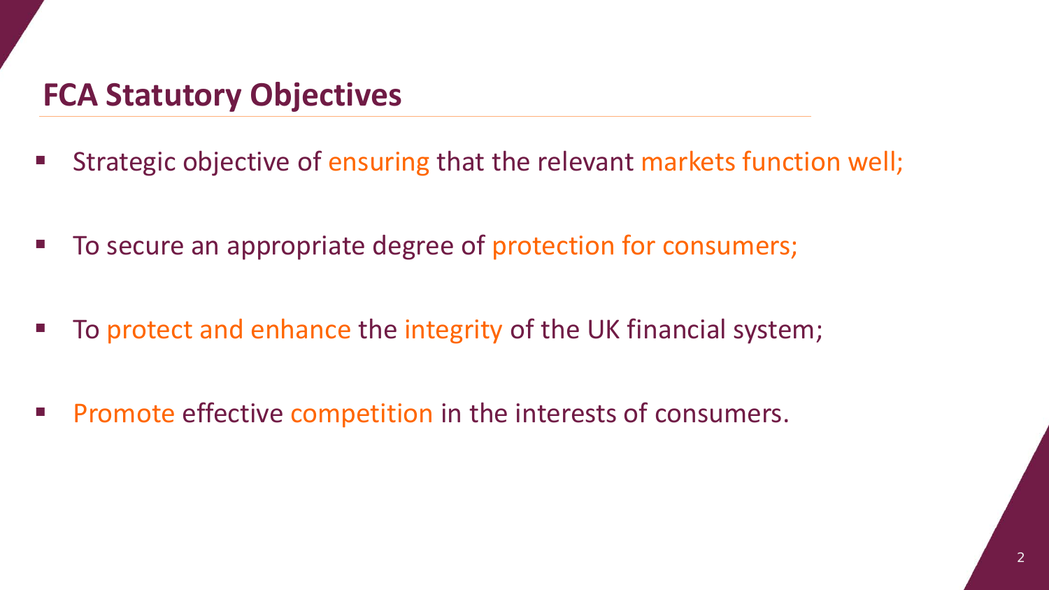## FCA Statutory Objectives

- Strategic objective of ensuring that the relevant markets function well;
- To secure an appropriate degree of protection for consumers;
- To protect and enhance the integrity of the UK financial system;
- Promote effective competition in the interests of consumers.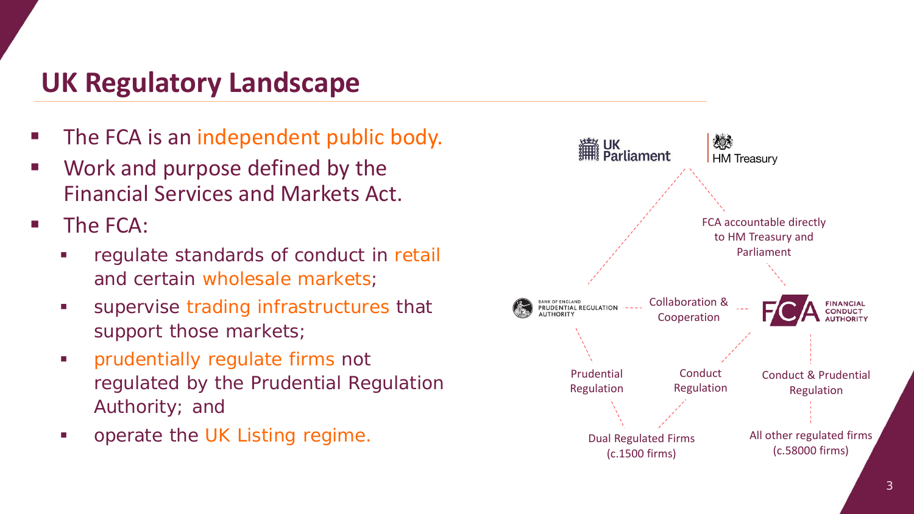# UK Regulatory Landscape

- The FCA is an independent public body.
- Work and purpose defined by the Financial Services and Markets Act.
- The FCA:
  - regulate standards of conduct in retail and certain wholesale markets;
  - supervise trading infrastructures that support those markets;
  - prudentially regulate firms not regulated by the Prudential Regulation Authority; and
  - operate the UK Listing regime.

UK Parliament

HM Treasury

FCA accountable directly to HM Treasury and Parliament

Bank of England Prudential Regulation Authority

Collaboration & Cooperation

Financial Conduct Authority

Prudential Regulation

Conduct Regulation

Conduct & Prudential Regulation

Dual Regulated Firms (c.1500 firms)

All other regulated firms (c.58000 firms)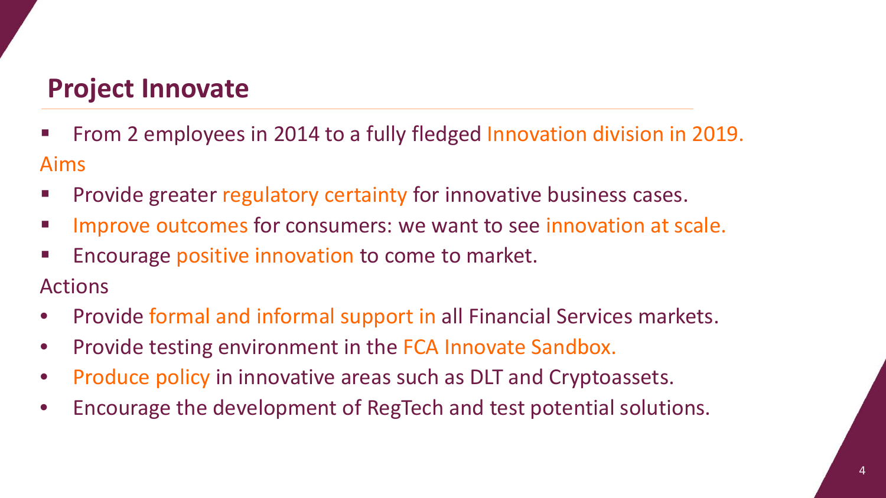## Project Innovate

- From 2 employees in 2014 to a fully fledged Innovation division in 2019.

Aims

- Provide greater regulatory certainty for innovative business cases.
- Improve outcomes for consumers: we want to see innovation at scale.
- Encourage positive innovation to come to market.

Actions

- Provide formal and informal support in all Financial Services markets.
- Provide testing environment in the FCA Innovate Sandbox.
- Produce policy in innovative areas such as DLT and Cryptoassets.
- Encourage the development of RegTech and test potential solutions.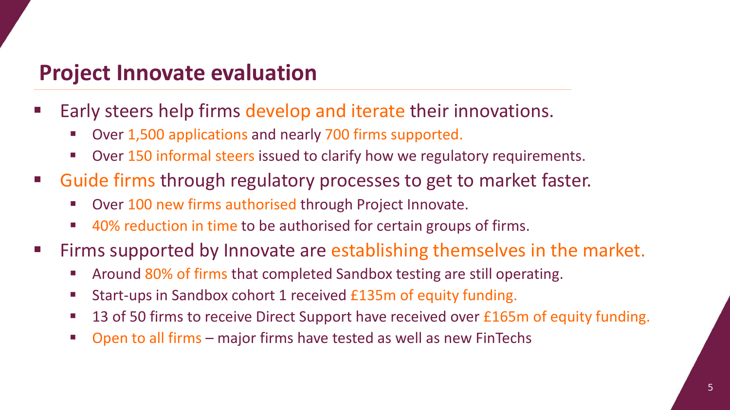## Project Innovate evaluation

- Early steers help firms develop and iterate their innovations.
  - Over 1,500 applications and nearly 700 firms supported.
  - Over 150 informal steers issued to clarify how we regulatory requirements.
- Guide firms through regulatory processes to get to market faster.
  - Over 100 new firms authorised through Project Innovate.
  - 40% reduction in time to be authorised for certain groups of firms.
- Firms supported by Innovate are establishing themselves in the market.
  - Around 80% of firms that completed Sandbox testing are still operating.
  - Start-ups in Sandbox cohort 1 received £135m of equity funding.
  - 13 of 50 firms to receive Direct Support have received over £165m of equity funding.
  - Open to all firms – major firms have tested as well as new FinTechs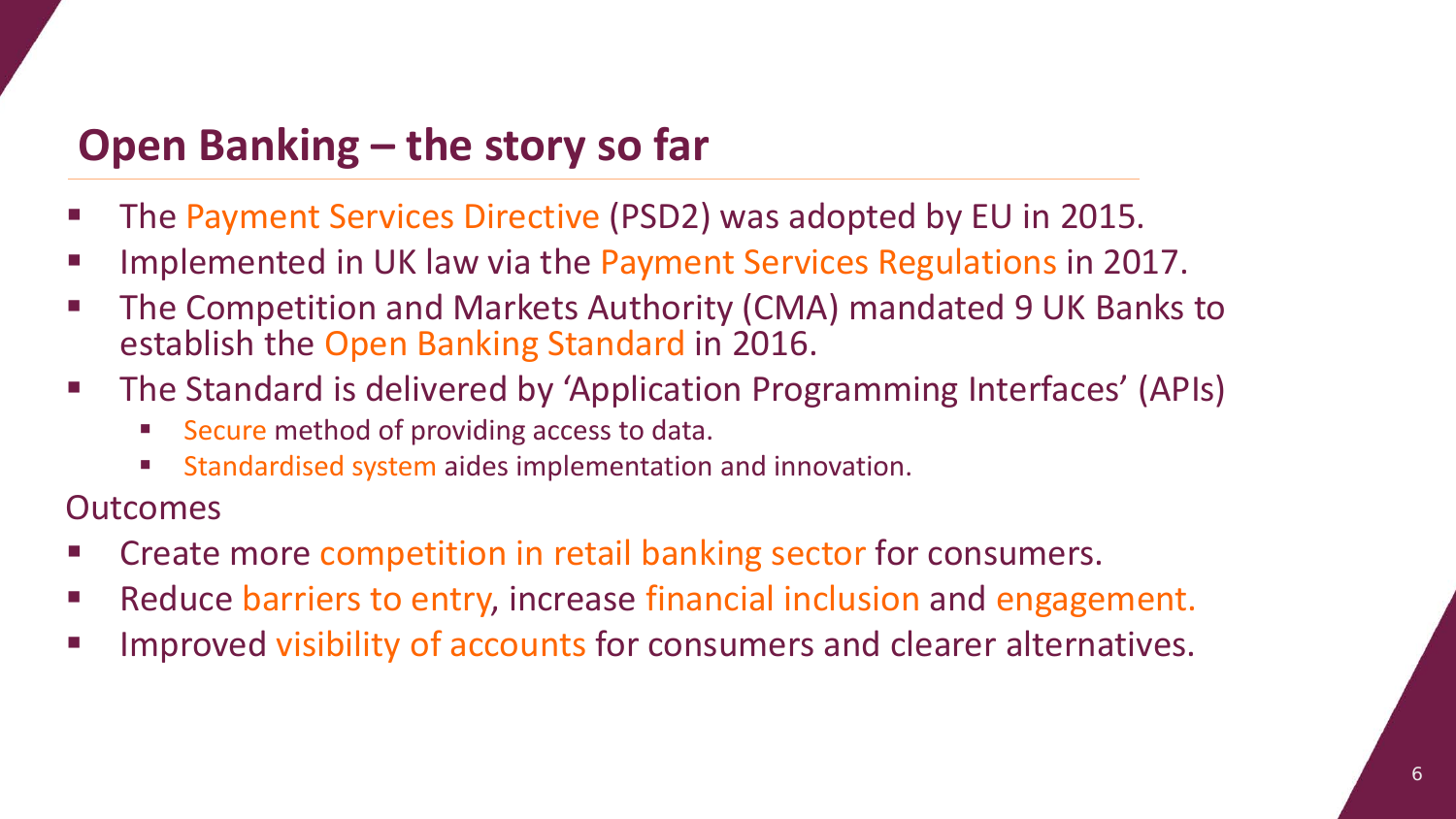# Open Banking – the story so far

- The Payment Services Directive (PSD2) was adopted by EU in 2015.
- Implemented in UK law via the Payment Services Regulations in 2017.
- The Competition and Markets Authority (CMA) mandated 9 UK Banks to establish the Open Banking Standard in 2016.
- The Standard is delivered by 'Application Programming Interfaces' (APIs)
  - Secure method of providing access to data.
  - Standardised system aides implementation and innovation.

Outcomes

- Create more competition in retail banking sector for consumers.
- Reduce barriers to entry, increase financial inclusion and engagement.
- Improved visibility of accounts for consumers and clearer alternatives.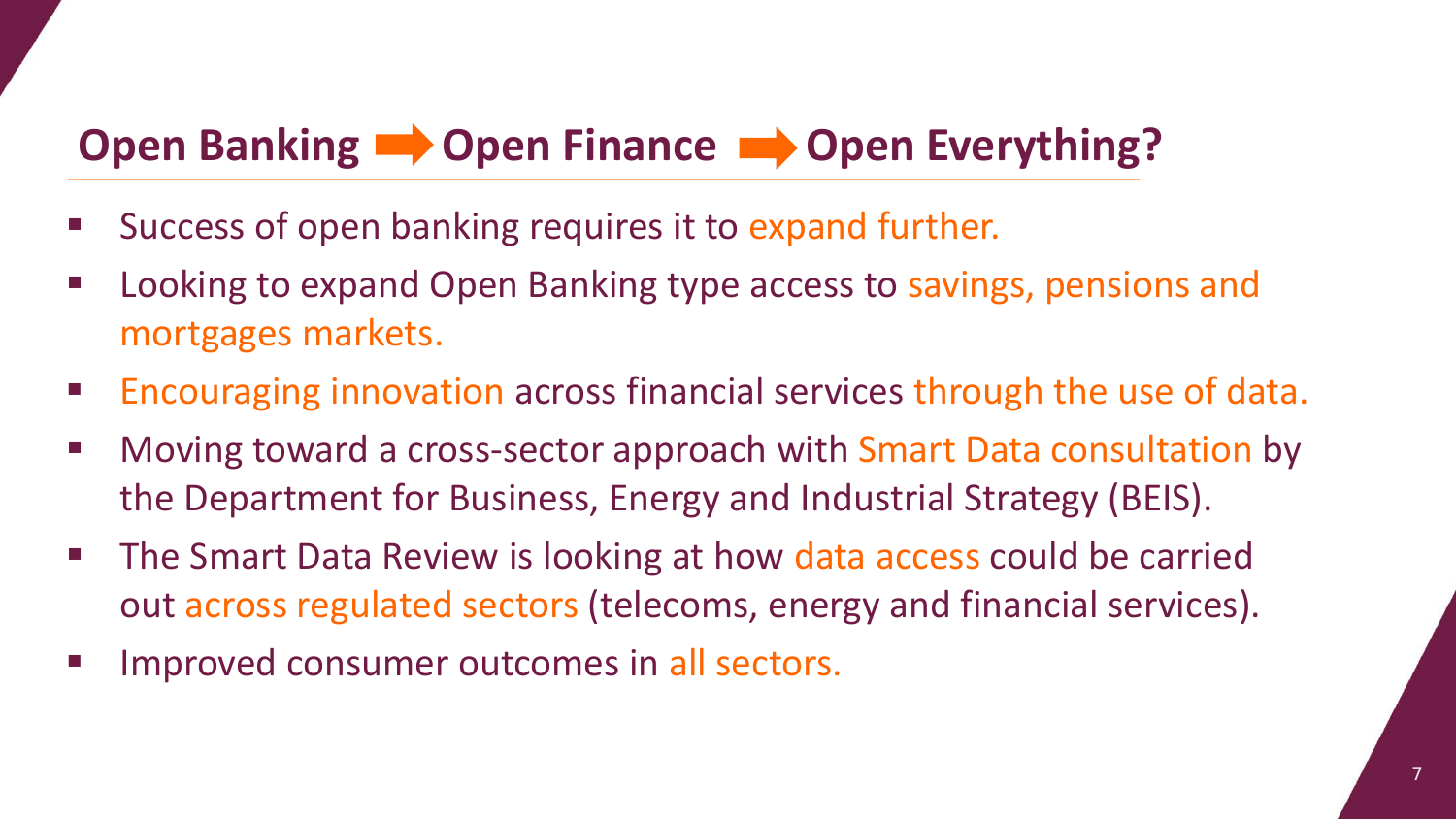## Open Banking → Open Finance → Open Everything?

- Success of open banking requires it to expand further.
- Looking to expand Open Banking type access to savings, pensions and mortgages markets.
- Encouraging innovation across financial services through the use of data.
- Moving toward a cross-sector approach with Smart Data consultation by the Department for Business, Energy and Industrial Strategy (BEIS).
- The Smart Data Review is looking at how data access could be carried out across regulated sectors (telecoms, energy and financial services).
- Improved consumer outcomes in all sectors.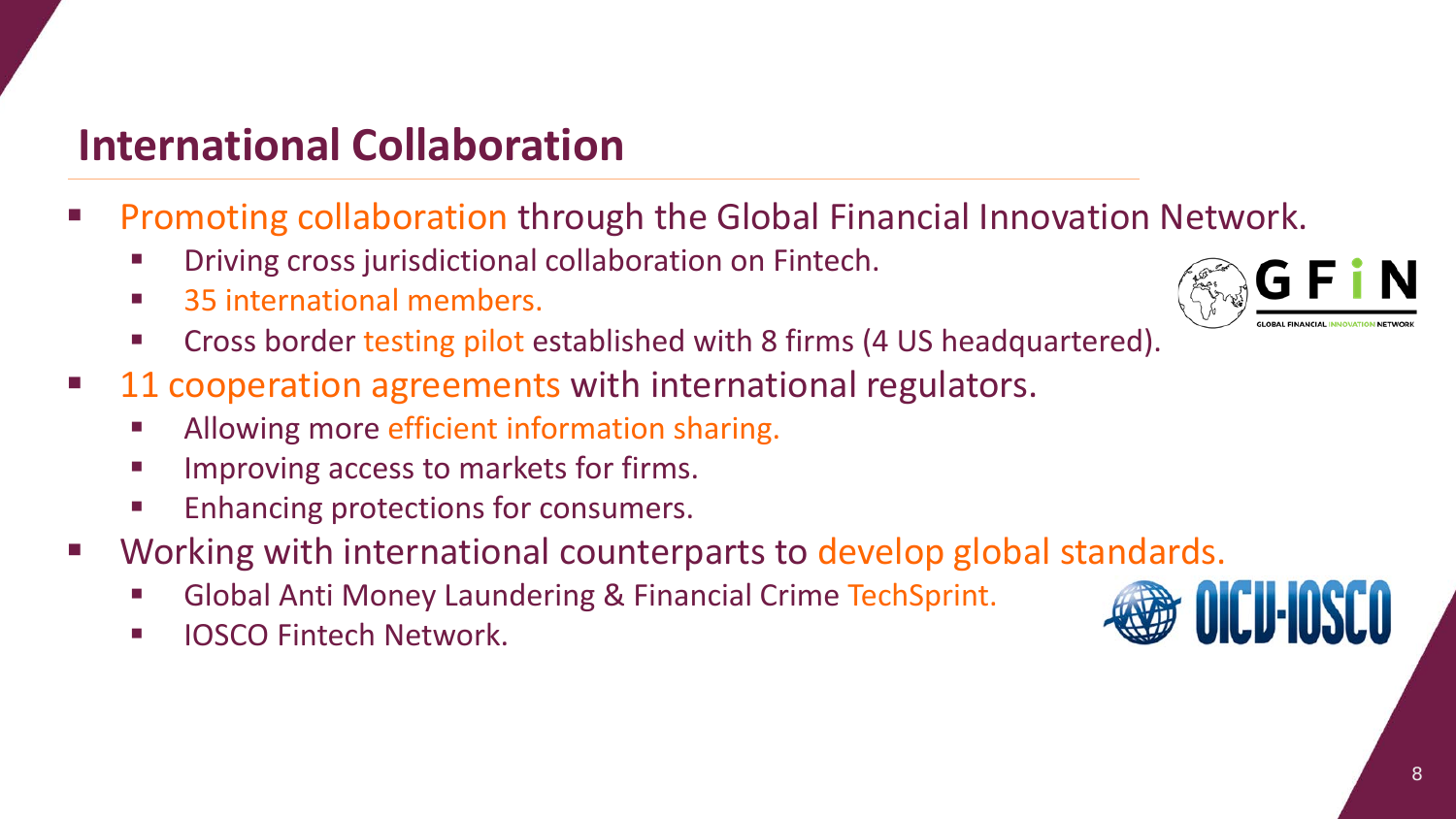## International Collaboration

- Promoting collaboration through the Global Financial Innovation Network.
  - Driving cross jurisdictional collaboration on Fintech.
  - 35 international members.
  - Cross border testing pilot established with 8 firms (4 US headquartered).
- 11 cooperation agreements with international regulators.
  - Allowing more efficient information sharing.
  - Improving access to markets for firms.
  - Enhancing protections for consumers.
- Working with international counterparts to develop global standards.
  - Global Anti Money Laundering & Financial Crime TechSprint.
  - IOSCO Fintech Network.